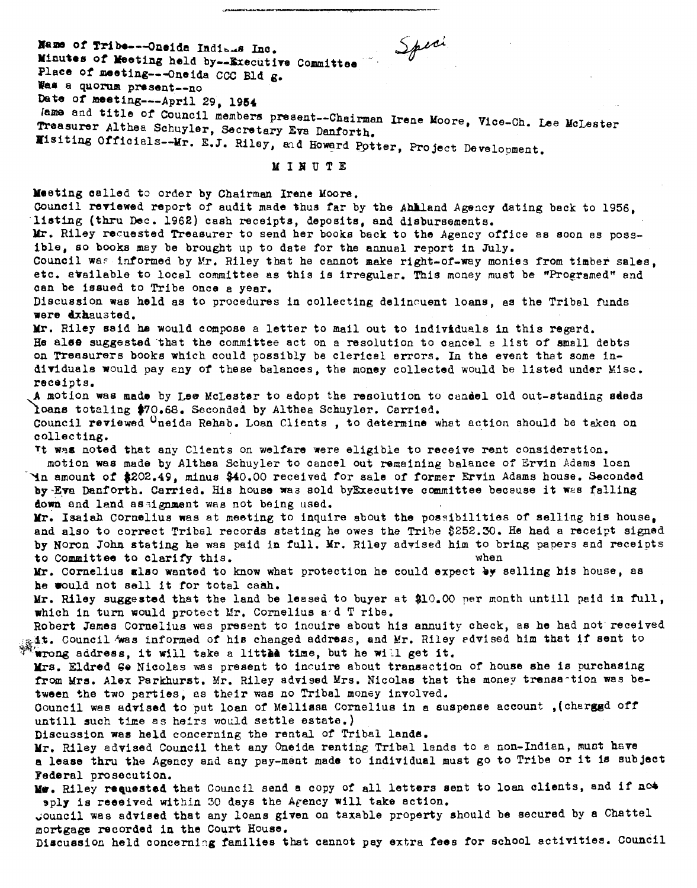Name of Tribe---Oneida Indians Inc.

*Speci*

Minutes of Meeting held by--Executive Committee
Place of meeting---Oneida CCC Bld g.
Was a quorum present--no
Date of meeting---April 29, 1964
Name and title of Council members present--Chairman Irene Moore, Vice-Ch. Lee McLester
Treasurer Althea Schuyler, Secretary Eva Danforth.
Visiting Officials--Mr. E.J. Riley, and Howard Potter, Project Development.

## M I N U T E

Meeting called to order by Chairman Irene Moore.
Council reviewed report of audit made thus far by the Ashland Agency dating back to 1956, listing (thru Dec. 1962) cash receipts, deposits, and disbursements.
Mr. Riley requested Treasurer to send her books back to the Agency office as soon as possible, so books may be brought up to date for the annual report in July.
Council was informed by Mr. Riley that he cannot make right-of-way monies from timber sales, etc. available to local committee as this is irreguler. This money must be "Programed" and can be issued to Tribe once a year.
Discussion was held as to procedures in collecting delincuent loans, as the Tribal funds were exhausted.
Mr. Riley said he would compose a letter to mail out to individuals in this regard.
He also suggested that the committee act on a resolution to cancel a list of small debts on Treasurers books which could possibly be clerical errors. In the event that some individuals would pay any of these balances, the money collected would be listed under Misc. receipts.
A motion was made by Lee McLester to adopt the resolution to candel old out-standing seeds loans totaling $70.68. Seconded by Althea Schuyler. Carried.
Council reviewed Oneida Rehab. Loan Clients , to determine what action should be taken on collecting.
It was noted that any Clients on welfare were eligible to receive rent consideration.
A motion was made by Althea Schuyler to cancel out remaining balance of Ervin Adams loan in amount of $202.49, minus $40.00 received for sale of former Ervin Adams house. Seconded by Eva Danforth. Carried. His house was sold byExecutive committee because it was falling down and land assignment was not being used.
Mr. Isaiah Cornelius was at meeting to inquire about the possibilities of selling his house, and also to correct Tribal records stating he owes the Tribe $252.30. He had a receipt signed by Noron John stating he was paid in full. Mr. Riley advised him to bring papers and receipts to Committee to clarify this.
Mr. Cornelius also wanted to know what protection he could expect when selling his house, as he would not sell it for total cash.
Mr. Riley suggested that the land be leased to buyer at $10.00 per month untill paid in full, which in turn would protect Mr. Cornelius and Tribe.
Robert James Cornelius was present to inquire about his annuity check, as he had not received it. Council was informed of his changed address, and Mr. Riley advised him that if sent to wrong address, it will take a little time, but he will get it.
Mrs. Eldred Nicolas was present to inquire about transaction of house she is purchasing from Mrs. Alex Parkhurst. Mr. Riley advised Mrs. Nicolas that the money transaction was between the two parties, as their was no Tribal money involved.
Council was advised to put loan of Mellissa Cornelius in a suspense account ,(chergged off untill such time as heirs would settle estate.)
Discussion was held concerning the rental of Tribal lands.
Mr. Riley advised Council that any Oneida renting Tribal lands to a non-Indian, must have a lease thru the Agency and any pay-ment made to individual must go to Tribe or it is subject Federal prosecution.
Mr. Riley requested that Council send a copy of all letters sent to loan clients, and if no reply is received within 30 days the Agency will take action.
Council was advised that any loans given on taxable property should be secured by a Chattel mortgage recorded in the Court House.
Discussion held concerning families that cannot pay extra fees for school activities. Council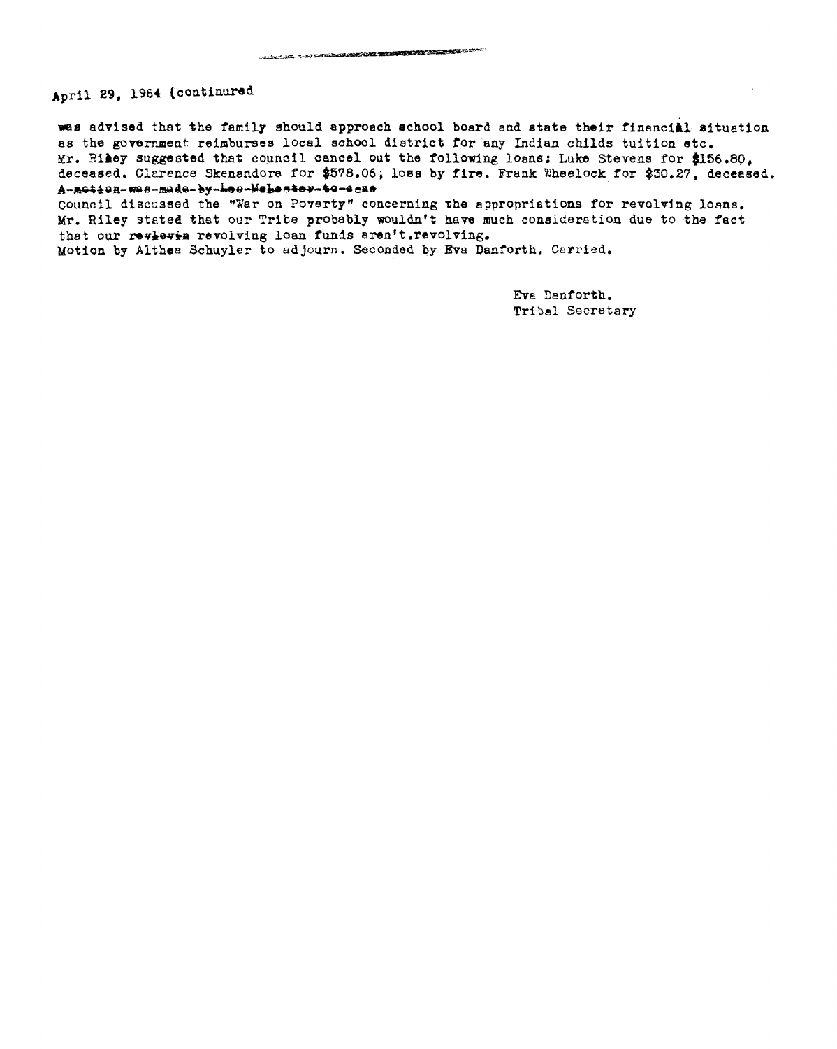April 29, 1964 (continured

was advised that the family should approach school board and state their financial situation as the government reimburses local school district for any Indian childs tuition etc. Mr. Riley suggested that council cancel out the following loans: Luke Stevens for $156.80, deceased. Clarence Skenandore for $578.06, loss by fire. Frank Wheelock for $30.27, deceased. ~~A motion was made by Leo Webster to cane~~
Council discussed the "War on Poverty" concerning the appropriations for revolving loans. Mr. Riley stated that our Tribe probably wouldn't have much consideration due to the fact that our ~~revlovia~~ revolving loan funds aren't.revolving.
Motion by Althea Schuyler to adjourn. Seconded by Eva Danforth. Carried.

Eva Danforth.
Tribal Secretary